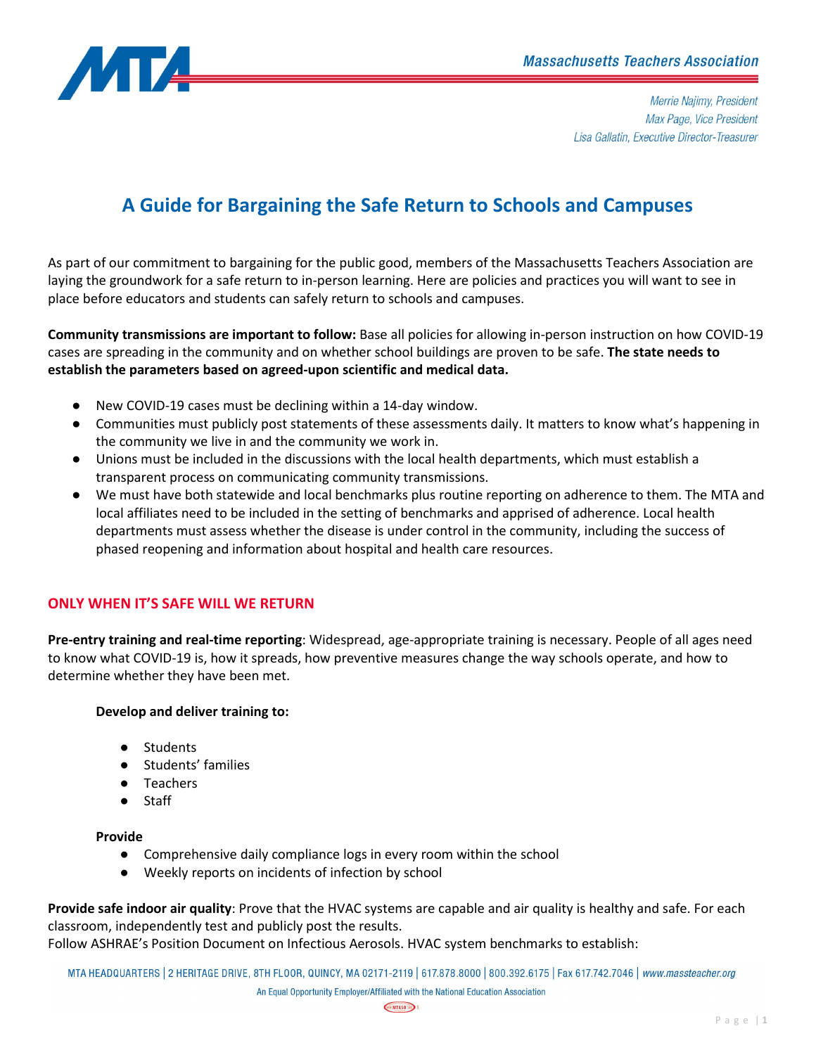Massachusetts Teachers Association

Merrie Najimy, President
Max Page, Vice President
Lisa Gallatin, Executive Director-Treasurer

# A Guide for Bargaining the Safe Return to Schools and Campuses

As part of our commitment to bargaining for the public good, members of the Massachusetts Teachers Association are laying the groundwork for a safe return to in-person learning. Here are policies and practices you will want to see in place before educators and students can safely return to schools and campuses.

**Community transmissions are important to follow:** Base all policies for allowing in-person instruction on how COVID-19 cases are spreading in the community and on whether school buildings are proven to be safe. **The state needs to establish the parameters based on agreed-upon scientific and medical data.**

- New COVID-19 cases must be declining within a 14-day window.
- Communities must publicly post statements of these assessments daily. It matters to know what's happening in the community we live in and the community we work in.
- Unions must be included in the discussions with the local health departments, which must establish a transparent process on communicating community transmissions.
- We must have both statewide and local benchmarks plus routine reporting on adherence to them. The MTA and local affiliates need to be included in the setting of benchmarks and apprised of adherence. Local health departments must assess whether the disease is under control in the community, including the success of phased reopening and information about hospital and health care resources.

## ONLY WHEN IT'S SAFE WILL WE RETURN

**Pre-entry training and real-time reporting**: Widespread, age-appropriate training is necessary. People of all ages need to know what COVID-19 is, how it spreads, how preventive measures change the way schools operate, and how to determine whether they have been met.

**Develop and deliver training to:**

- Students
- Students' families
- Teachers
- Staff

**Provide**

- Comprehensive daily compliance logs in every room within the school
- Weekly reports on incidents of infection by school

**Provide safe indoor air quality**: Prove that the HVAC systems are capable and air quality is healthy and safe. For each classroom, independently test and publicly post the results.
Follow ASHRAE's Position Document on Infectious Aerosols. HVAC system benchmarks to establish: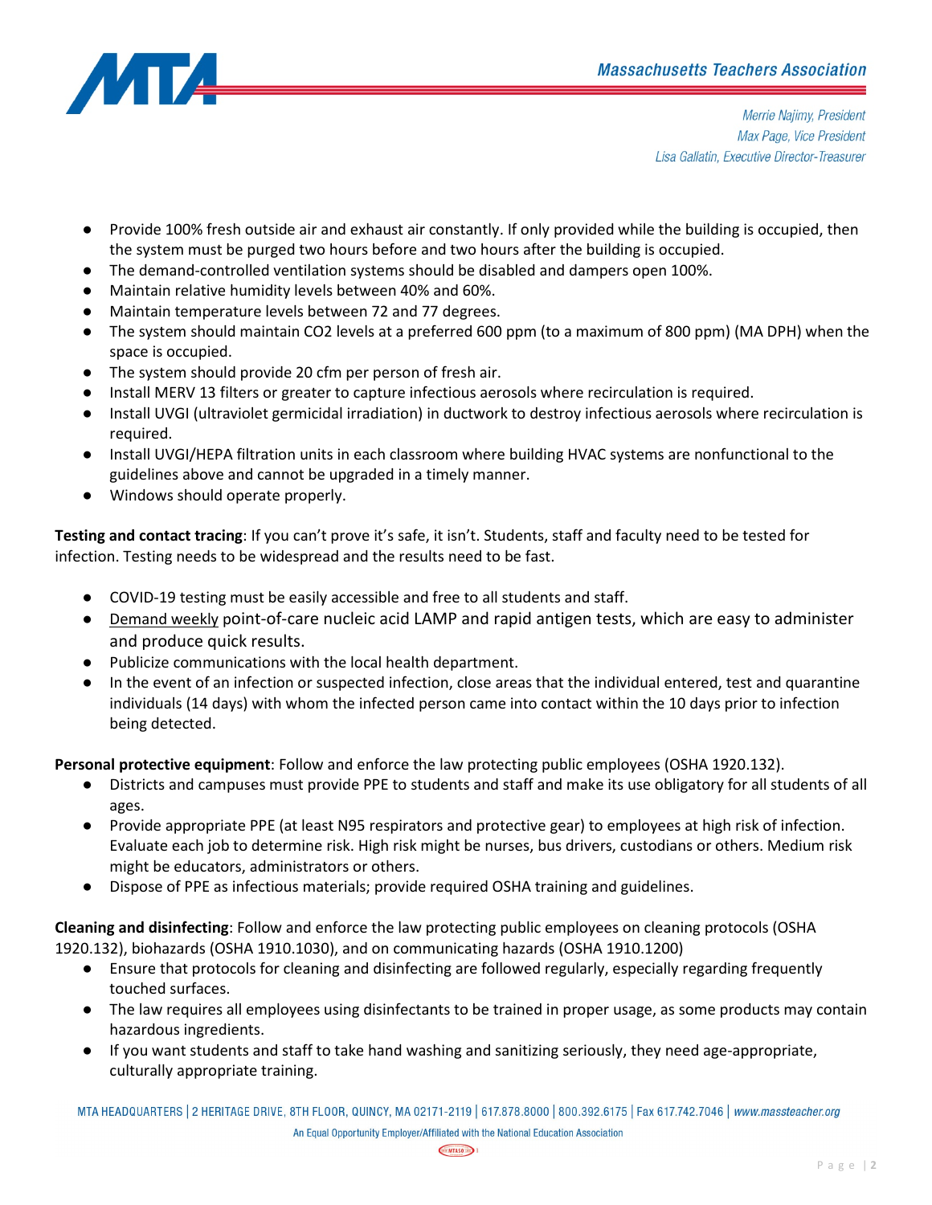- Provide 100% fresh outside air and exhaust air constantly. If only provided while the building is occupied, then the system must be purged two hours before and two hours after the building is occupied.
- The demand-controlled ventilation systems should be disabled and dampers open 100%.
- Maintain relative humidity levels between 40% and 60%.
- Maintain temperature levels between 72 and 77 degrees.
- The system should maintain $CO_2$ levels at a preferred 600 ppm (to a maximum of 800 ppm) (MA DPH) when the space is occupied.
- The system should provide 20 cfm per person of fresh air.
- Install MERV 13 filters or greater to capture infectious aerosols where recirculation is required.
- Install UVGI (ultraviolet germicidal irradiation) in ductwork to destroy infectious aerosols where recirculation is required.
- Install UVGI/HEPA filtration units in each classroom where building HVAC systems are nonfunctional to the guidelines above and cannot be upgraded in a timely manner.
- Windows should operate properly.

**Testing and contact tracing**: If you can't prove it's safe, it isn't. Students, staff and faculty need to be tested for infection. Testing needs to be widespread and the results need to be fast.

- COVID-19 testing must be easily accessible and free to all students and staff.
- Demand weekly point-of-care nucleic acid LAMP and rapid antigen tests, which are easy to administer and produce quick results.
- Publicize communications with the local health department.
- In the event of an infection or suspected infection, close areas that the individual entered, test and quarantine individuals (14 days) with whom the infected person came into contact within the 10 days prior to infection being detected.

**Personal protective equipment**: Follow and enforce the law protecting public employees (OSHA 1920.132).

- Districts and campuses must provide PPE to students and staff and make its use obligatory for all students of all ages.
- Provide appropriate PPE (at least N95 respirators and protective gear) to employees at high risk of infection. Evaluate each job to determine risk. High risk might be nurses, bus drivers, custodians or others. Medium risk might be educators, administrators or others.
- Dispose of PPE as infectious materials; provide required OSHA training and guidelines.

**Cleaning and disinfecting**: Follow and enforce the law protecting public employees on cleaning protocols (OSHA 1920.132), biohazards (OSHA 1910.1030), and on communicating hazards (OSHA 1910.1200)

- Ensure that protocols for cleaning and disinfecting are followed regularly, especially regarding frequently touched surfaces.
- The law requires all employees using disinfectants to be trained in proper usage, as some products may contain hazardous ingredients.
- If you want students and staff to take hand washing and sanitizing seriously, they need age-appropriate, culturally appropriate training.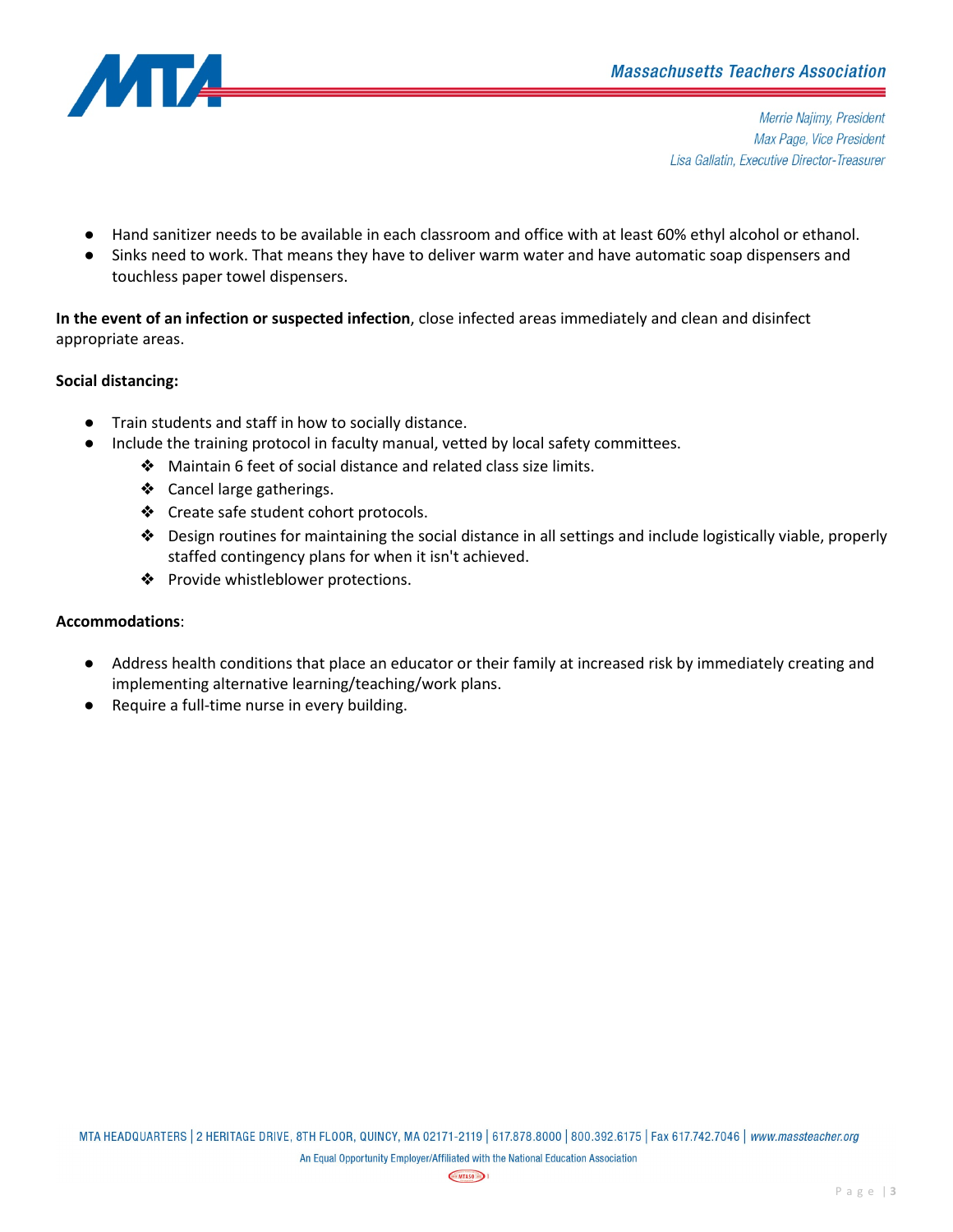- Hand sanitizer needs to be available in each classroom and office with at least 60% ethyl alcohol or ethanol.
- Sinks need to work. That means they have to deliver warm water and have automatic soap dispensers and touchless paper towel dispensers.

**In the event of an infection or suspected infection**, close infected areas immediately and clean and disinfect appropriate areas.

**Social distancing:**

- Train students and staff in how to socially distance.
- Include the training protocol in faculty manual, vetted by local safety committees.
    - Maintain 6 feet of social distance and related class size limits.
    - Cancel large gatherings.
    - Create safe student cohort protocols.
    - Design routines for maintaining the social distance in all settings and include logistically viable, properly staffed contingency plans for when it isn't achieved.
    - Provide whistleblower protections.

**Accommodations**:

- Address health conditions that place an educator or their family at increased risk by immediately creating and implementing alternative learning/teaching/work plans.
- Require a full-time nurse in every building.